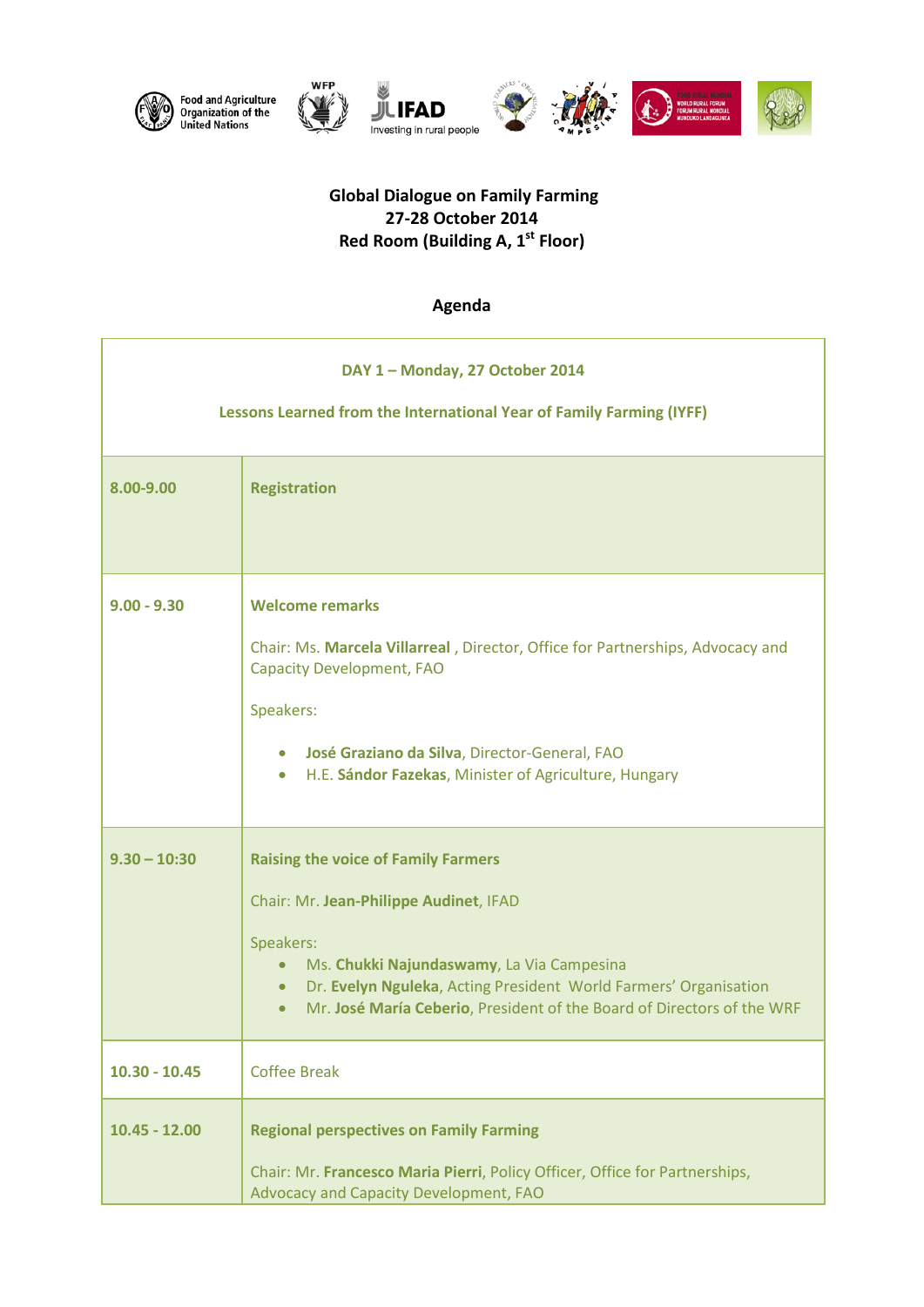Food and Agriculture Organization of the United Nations | WFP | IFAD Investing in rural people

# Global Dialogue on Family Farming
## 27-28 October 2014
## Red Room (Building A, 1st Floor)

## Agenda

| DAY 1 – Monday, 27 October 2014<br><br>Lessons Learned from the International Year of Family Farming (IYFF) | |
|---|---|
| **8.00-9.00** | **Registration** |
| **9.00 - 9.30** | **Welcome remarks**<br><br>Chair: Ms. **Marcela Villarreal** , Director, Office for Partnerships, Advocacy and Capacity Development, FAO<br><br>Speakers:<br>• **José Graziano da Silva**, Director-General, FAO<br>• H.E. **Sándor Fazekas**, Minister of Agriculture, Hungary |
| **9.30 – 10:30** | **Raising the voice of Family Farmers**<br><br>Chair: Mr. **Jean-Philippe Audinet**, IFAD<br><br>Speakers:<br>• Ms. **Chukki Najundaswamy**, La Via Campesina<br>• Dr. **Evelyn Nguleka**, Acting President World Farmers' Organisation<br>• Mr. **José María Ceberio**, President of the Board of Directors of the WRF |
| **10.30 - 10.45** | Coffee Break |
| **10.45 - 12.00** | **Regional perspectives on Family Farming**<br><br>Chair: Mr. **Francesco Maria Pierri**, Policy Officer, Office for Partnerships, Advocacy and Capacity Development, FAO |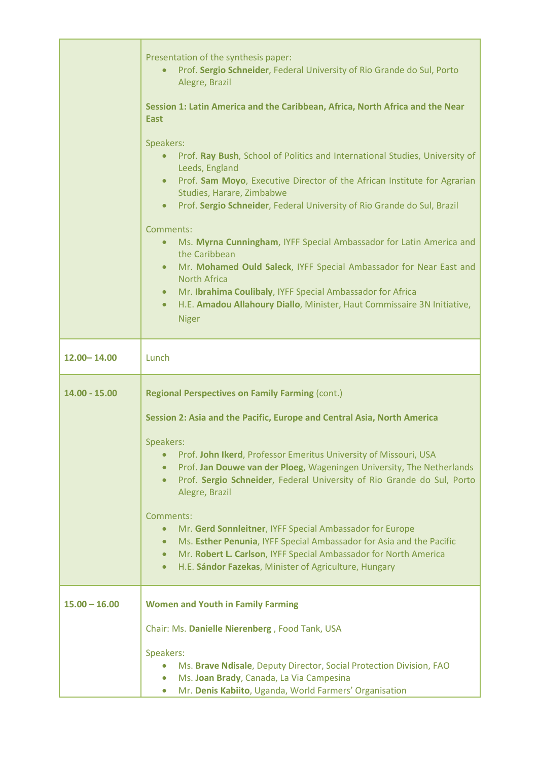| | |
|---|---|
| | Presentation of the synthesis paper:<br>• Prof. **Sergio Schneider**, Federal University of Rio Grande do Sul, Porto Alegre, Brazil<br><br>**Session 1: Latin America and the Caribbean, Africa, North Africa and the Near East**<br><br>Speakers:<br>• Prof. **Ray Bush**, School of Politics and International Studies, University of Leeds, England<br>• Prof. **Sam Moyo**, Executive Director of the African Institute for Agrarian Studies, Harare, Zimbabwe<br>• Prof. **Sergio Schneider**, Federal University of Rio Grande do Sul, Brazil<br><br>Comments:<br>• Ms. **Myrna Cunningham**, IYFF Special Ambassador for Latin America and the Caribbean<br>• Mr. **Mohamed Ould Saleck**, IYFF Special Ambassador for Near East and North Africa<br>• Mr. **Ibrahima Coulibaly**, IYFF Special Ambassador for Africa<br>• H.E. **Amadou Allahoury Diallo**, Minister, Haut Commissaire 3N Initiative, Niger |
| **12.00– 14.00** | Lunch |
| **14.00 - 15.00** | **Regional Perspectives on Family Farming** (cont.)<br><br>**Session 2: Asia and the Pacific, Europe and Central Asia, North America**<br><br>Speakers:<br>• Prof. **John Ikerd**, Professor Emeritus University of Missouri, USA<br>• Prof. **Jan Douwe van der Ploeg**, Wageningen University, The Netherlands<br>• Prof. **Sergio Schneider**, Federal University of Rio Grande do Sul, Porto Alegre, Brazil<br><br>Comments:<br>• Mr. **Gerd Sonnleitner**, IYFF Special Ambassador for Europe<br>• Ms. **Esther Penunia**, IYFF Special Ambassador for Asia and the Pacific<br>• Mr. **Robert L. Carlson**, IYFF Special Ambassador for North America<br>• H.E. **Sándor Fazekas**, Minister of Agriculture, Hungary |
| **15.00 – 16.00** | **Women and Youth in Family Farming**<br><br>Chair: Ms. **Danielle Nierenberg** , Food Tank, USA<br><br>Speakers:<br>• Ms. **Brave Ndisale**, Deputy Director, Social Protection Division, FAO<br>• Ms. **Joan Brady**, Canada, La Via Campesina<br>• Mr. **Denis Kabiito**, Uganda, World Farmers' Organisation |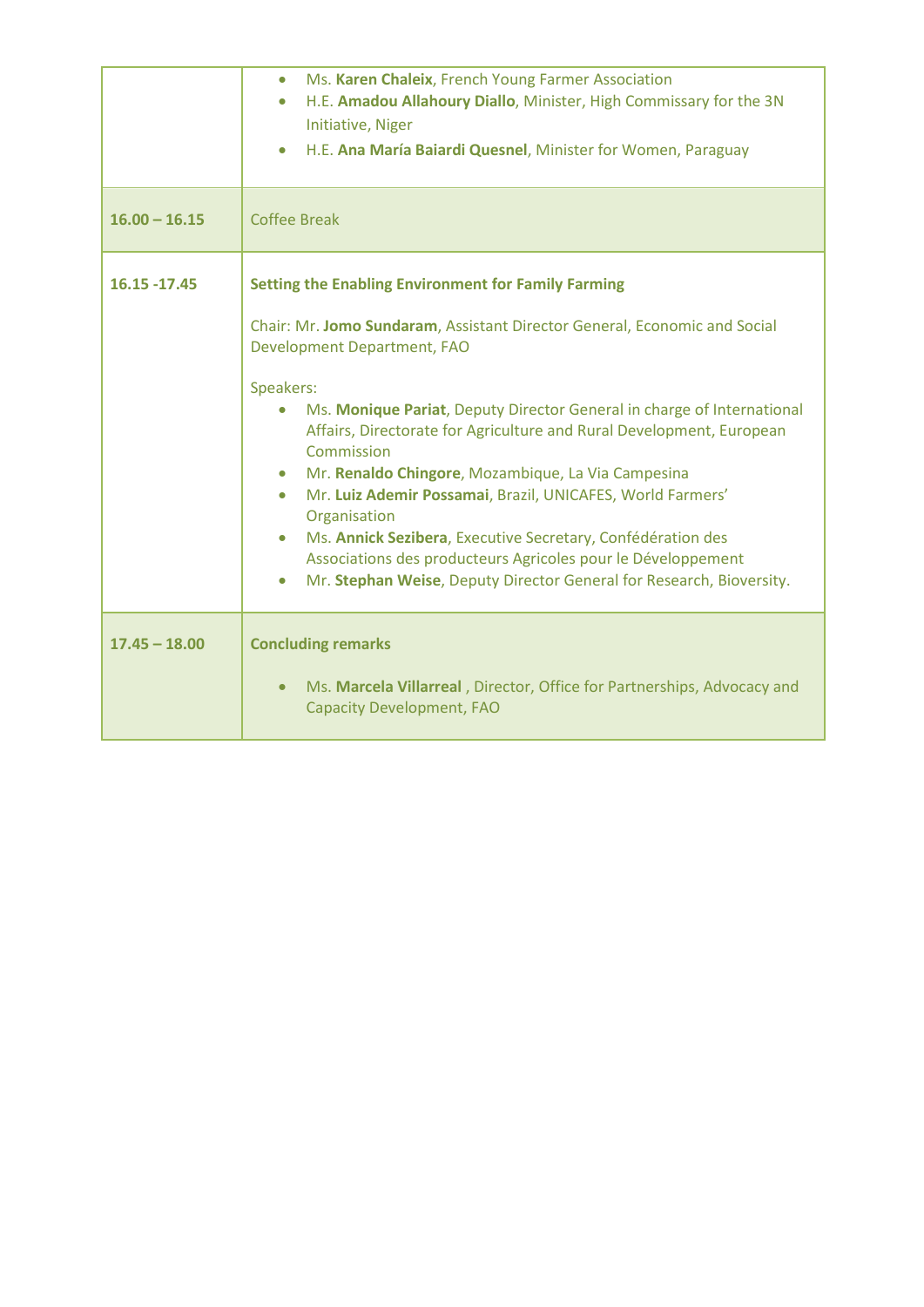| | |
|---|---|
| | • Ms. **Karen Chaleix**, French Young Farmer Association<br>• H.E. **Amadou Allahoury Diallo**, Minister, High Commissary for the 3N Initiative, Niger<br>• H.E. **Ana María Baiardi Quesnel**, Minister for Women, Paraguay |
| **16.00 – 16.15** | Coffee Break |
| **16.15 -17.45** | **Setting the Enabling Environment for Family Farming**<br><br>Chair: Mr. **Jomo Sundaram**, Assistant Director General, Economic and Social Development Department, FAO<br><br>Speakers:<br>• Ms. **Monique Pariat**, Deputy Director General in charge of International Affairs, Directorate for Agriculture and Rural Development, European Commission<br>• Mr. **Renaldo Chingore**, Mozambique, La Via Campesina<br>• Mr. **Luiz Ademir Possamai**, Brazil, UNICAFES, World Farmers' Organisation<br>• Ms. **Annick Sezibera**, Executive Secretary, Confédération des Associations des producteurs Agricoles pour le Développement<br>• Mr. **Stephan Weise**, Deputy Director General for Research, Bioversity. |
| **17.45 – 18.00** | **Concluding remarks**<br><br>• Ms. **Marcela Villarreal** , Director, Office for Partnerships, Advocacy and Capacity Development, FAO |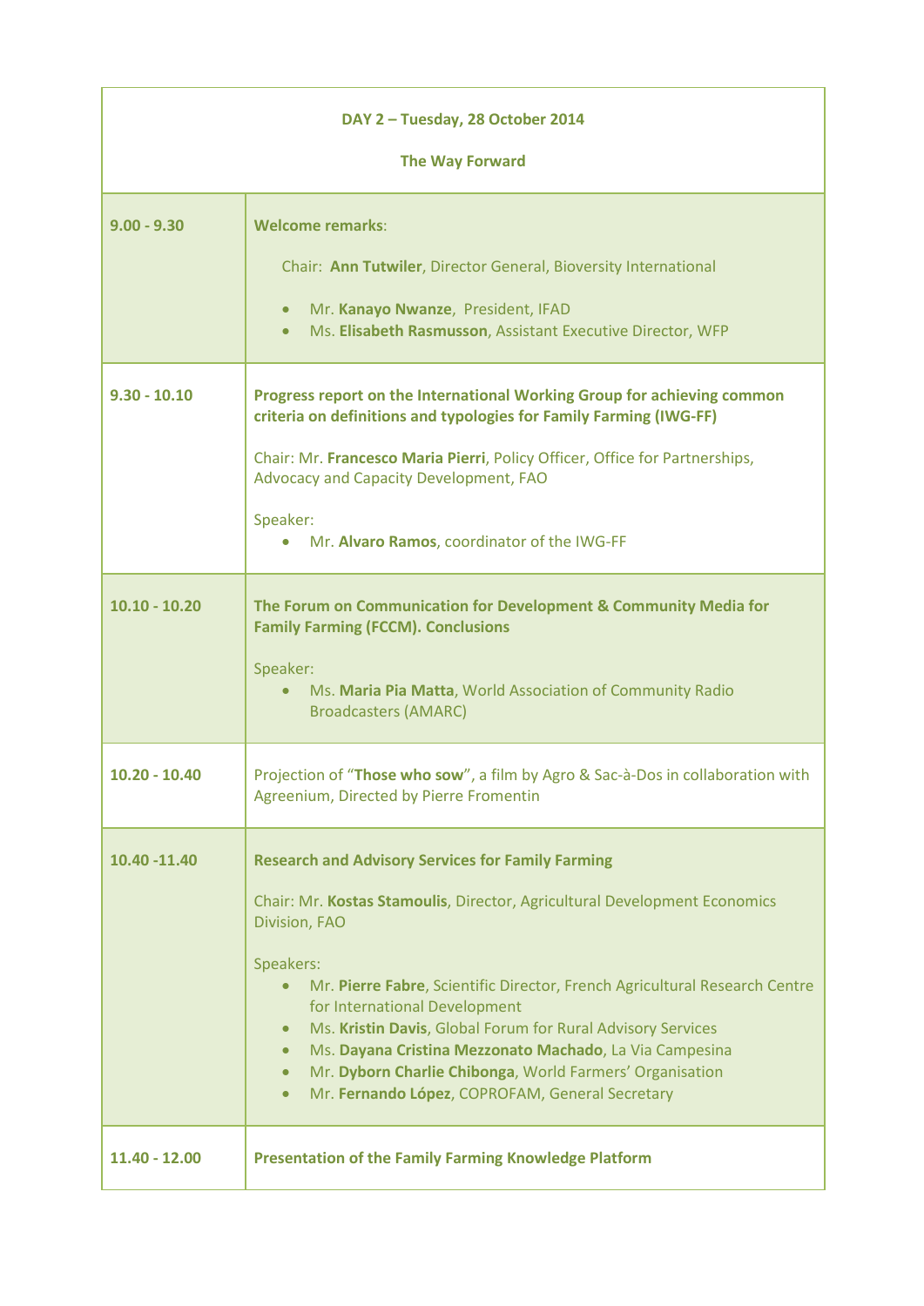| DAY 2 – Tuesday, 28 October 2014<br><br>The Way Forward | |
|---|---|
| 9.00 - 9.30 | **Welcome remarks**:<br><br>Chair: **Ann Tutwiler**, Director General, Bioversity International<br><br>• Mr. **Kanayo Nwanze**, President, IFAD<br>• Ms. **Elisabeth Rasmusson**, Assistant Executive Director, WFP |
| 9.30 - 10.10 | **Progress report on the International Working Group for achieving common criteria on definitions and typologies for Family Farming (IWG-FF)**<br><br>Chair: Mr. **Francesco Maria Pierri**, Policy Officer, Office for Partnerships, Advocacy and Capacity Development, FAO<br><br>Speaker:<br>• Mr. **Alvaro Ramos**, coordinator of the IWG-FF |
| 10.10 - 10.20 | **The Forum on Communication for Development & Community Media for Family Farming (FCCM). Conclusions**<br><br>Speaker:<br>• Ms. **Maria Pia Matta**, World Association of Community Radio Broadcasters (AMARC) |
| 10.20 - 10.40 | Projection of "**Those who sow**", a film by Agro & Sac-à-Dos in collaboration with Agreenium, Directed by Pierre Fromentin |
| 10.40 -11.40 | **Research and Advisory Services for Family Farming**<br><br>Chair: Mr. **Kostas Stamoulis**, Director, Agricultural Development Economics Division, FAO<br><br>Speakers:<br>• Mr. **Pierre Fabre**, Scientific Director, French Agricultural Research Centre for International Development<br>• Ms. **Kristin Davis**, Global Forum for Rural Advisory Services<br>• Ms. **Dayana Cristina Mezzonato Machado**, La Via Campesina<br>• Mr. **Dyborn Charlie Chibonga**, World Farmers' Organisation<br>• Mr. **Fernando López**, COPROFAM, General Secretary |
| 11.40 - 12.00 | **Presentation of the Family Farming Knowledge Platform** |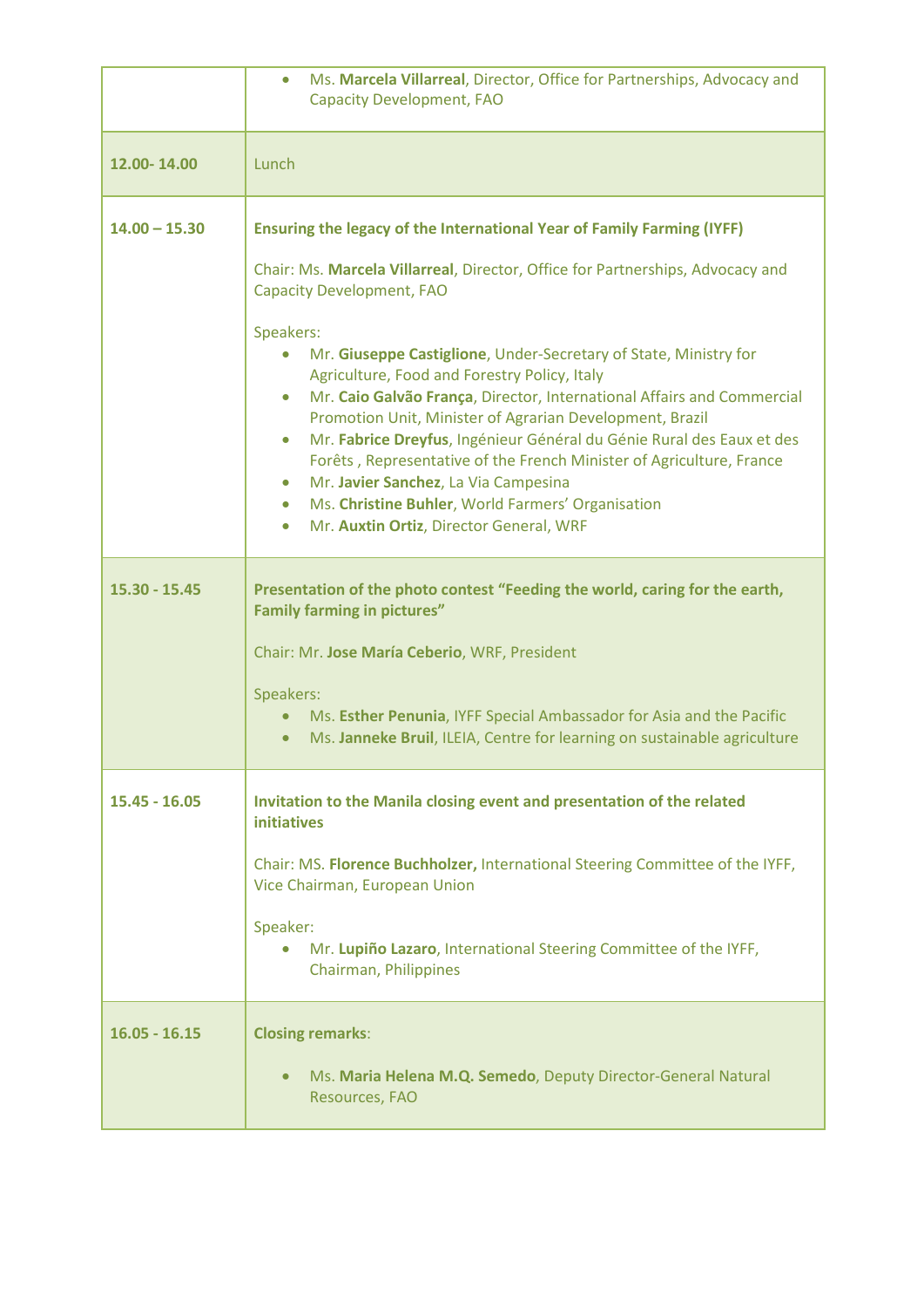| | |
|---|---|
| | • Ms. **Marcela Villarreal**, Director, Office for Partnerships, Advocacy and Capacity Development, FAO |
| **12.00- 14.00** | Lunch |
| **14.00 – 15.30** | **Ensuring the legacy of the International Year of Family Farming (IYFF)**<br><br>Chair: Ms. **Marcela Villarreal**, Director, Office for Partnerships, Advocacy and Capacity Development, FAO<br><br>Speakers:<br>• Mr. **Giuseppe Castiglione**, Under-Secretary of State, Ministry for Agriculture, Food and Forestry Policy, Italy<br>• Mr. **Caio Galvão França**, Director, International Affairs and Commercial Promotion Unit, Minister of Agrarian Development, Brazil<br>• Mr. **Fabrice Dreyfus**, Ingénieur Général du Génie Rural des Eaux et des Forêts , Representative of the French Minister of Agriculture, France<br>• Mr. **Javier Sanchez**, La Via Campesina<br>• Ms. **Christine Buhler**, World Farmers' Organisation<br>• Mr. **Auxtin Ortiz**, Director General, WRF |
| **15.30 - 15.45** | **Presentation of the photo contest "Feeding the world, caring for the earth, Family farming in pictures"**<br><br>Chair: Mr. **Jose María Ceberio**, WRF, President<br><br>Speakers:<br>• Ms. **Esther Penunia**, IYFF Special Ambassador for Asia and the Pacific<br>• Ms. **Janneke Bruil**, ILEIA, Centre for learning on sustainable agriculture |
| **15.45 - 16.05** | **Invitation to the Manila closing event and presentation of the related initiatives**<br><br>Chair: MS. **Florence Buchholzer,** International Steering Committee of the IYFF, Vice Chairman, European Union<br><br>Speaker:<br>• Mr. **Lupiño Lazaro**, International Steering Committee of the IYFF, Chairman, Philippines |
| **16.05 - 16.15** | **Closing remarks**:<br><br>• Ms. **Maria Helena M.Q. Semedo**, Deputy Director-General Natural Resources, FAO |